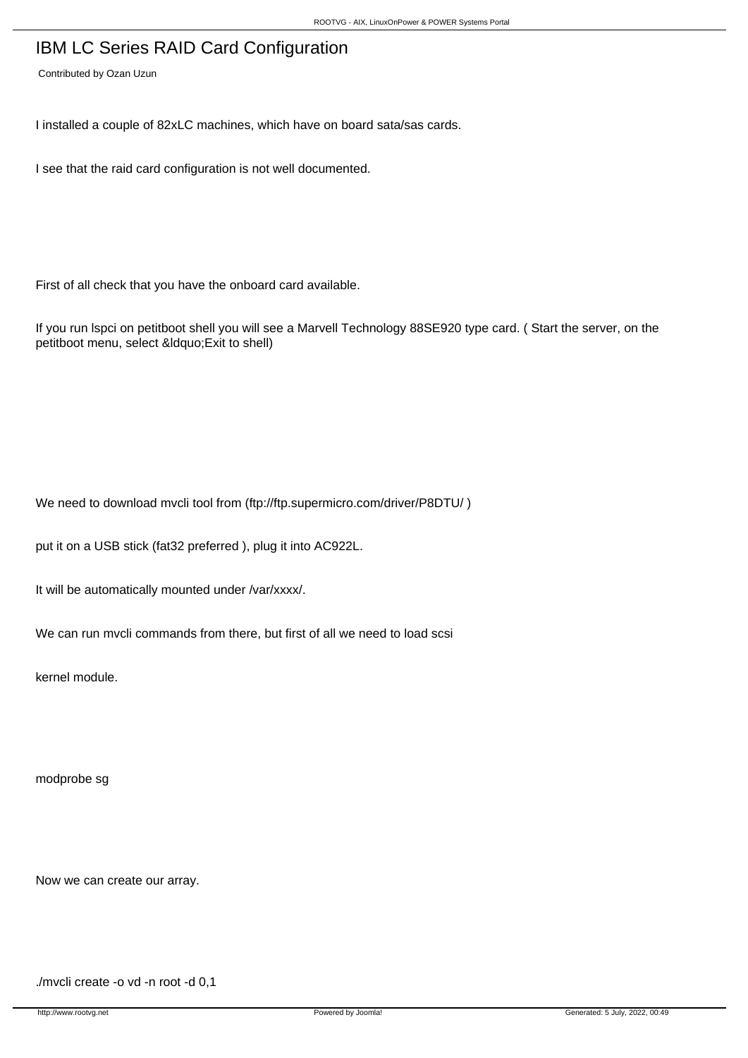# IBM LC Series RAID Card Configuration

Contributed by Ozan Uzun

I installed a couple of 82xLC machines, which have on board sata/sas cards.

I see that the raid card configuration is not well documented.

First of all check that you have the onboard card available.

If you run lspci on petitboot shell you will see a Marvell Technology 88SE920 type card. ( Start the server, on the petitboot menu, select &ldquo;Exit to shell)

We need to download mvcli tool from (ftp://ftp.supermicro.com/driver/P8DTU/ )

put it on a USB stick (fat32 preferred ), plug it into AC922L.

It will be automatically mounted under /var/xxxx/.

We can run mvcli commands from there, but first of all we need to load scsi

kernel module.

```
modprobe sg
```

Now we can create our array.

```
./mvcli create -o vd -n root -d 0,1
```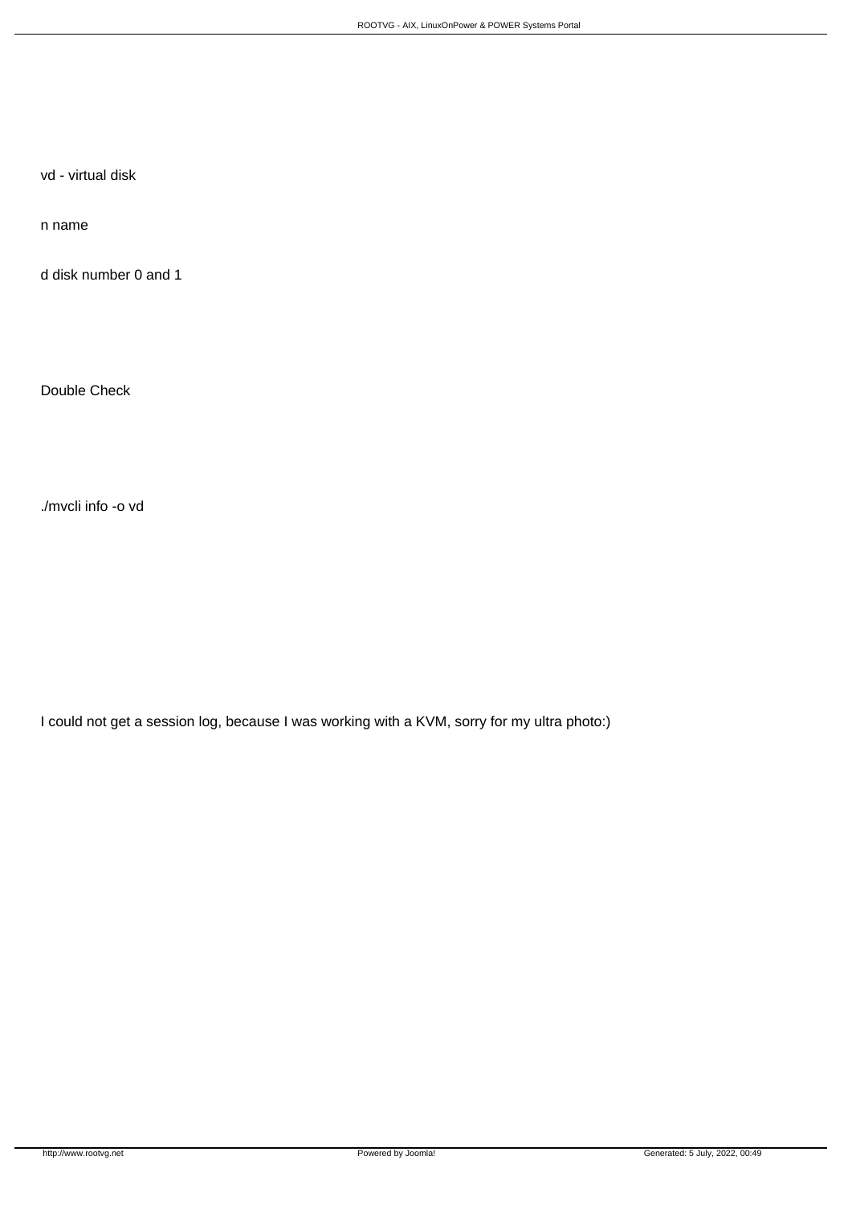vd - virtual disk

n name

d disk number 0 and 1

Double Check

```
./mvcli info -o vd
```

I could not get a session log, because I was working with a KVM, sorry for my ultra photo:)